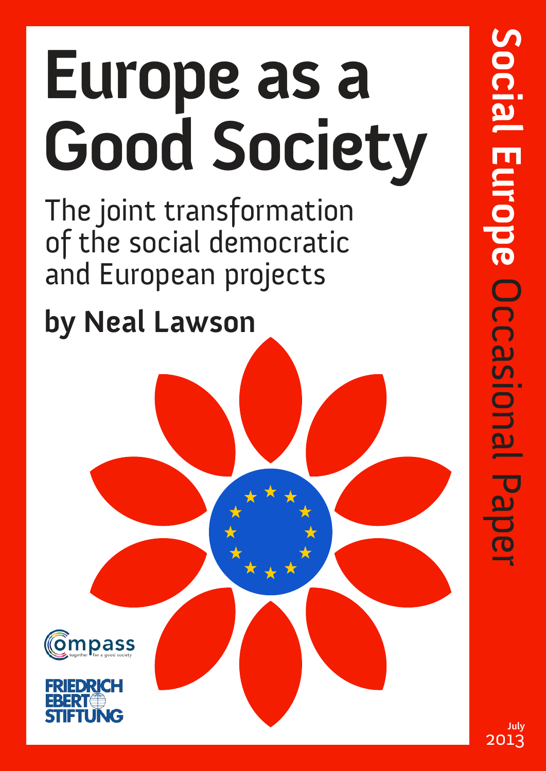# Europe as a Good Society

## The joint transformation of the social democratic and European projects

**by Neal Lawson**

Compass — together for a good society

Friedrich Ebert Stiftung

**Social Europe** Occasional Paper

July 2013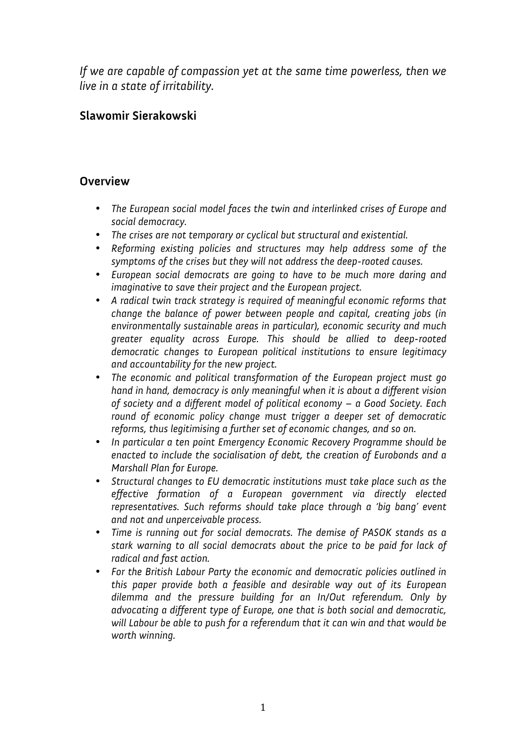*If we are capable of compassion yet at the same time powerless, then we live in a state of irritability.*

**Slawomir Sierakowski**

## Overview

- *The European social model faces the twin and interlinked crises of Europe and social democracy.*
- *The crises are not temporary or cyclical but structural and existential.*
- *Reforming existing policies and structures may help address some of the symptoms of the crises but they will not address the deep-rooted causes.*
- *European social democrats are going to have to be much more daring and imaginative to save their project and the European project.*
- *A radical twin track strategy is required of meaningful economic reforms that change the balance of power between people and capital, creating jobs (in environmentally sustainable areas in particular), economic security and much greater equality across Europe. This should be allied to deep-rooted democratic changes to European political institutions to ensure legitimacy and accountability for the new project.*
- *The economic and political transformation of the European project must go hand in hand, democracy is only meaningful when it is about a different vision of society and a different model of political economy – a Good Society. Each round of economic policy change must trigger a deeper set of democratic reforms, thus legitimising a further set of economic changes, and so on.*
- *In particular a ten point Emergency Economic Recovery Programme should be enacted to include the socialisation of debt, the creation of Eurobonds and a Marshall Plan for Europe.*
- *Structural changes to EU democratic institutions must take place such as the effective formation of a European government via directly elected representatives. Such reforms should take place through a 'big bang' event and not and unperceivable process.*
- *Time is running out for social democrats. The demise of PASOK stands as a stark warning to all social democrats about the price to be paid for lack of radical and fast action.*
- *For the British Labour Party the economic and democratic policies outlined in this paper provide both a feasible and desirable way out of its European dilemma and the pressure building for an In/Out referendum. Only by advocating a different type of Europe, one that is both social and democratic, will Labour be able to push for a referendum that it can win and that would be worth winning.*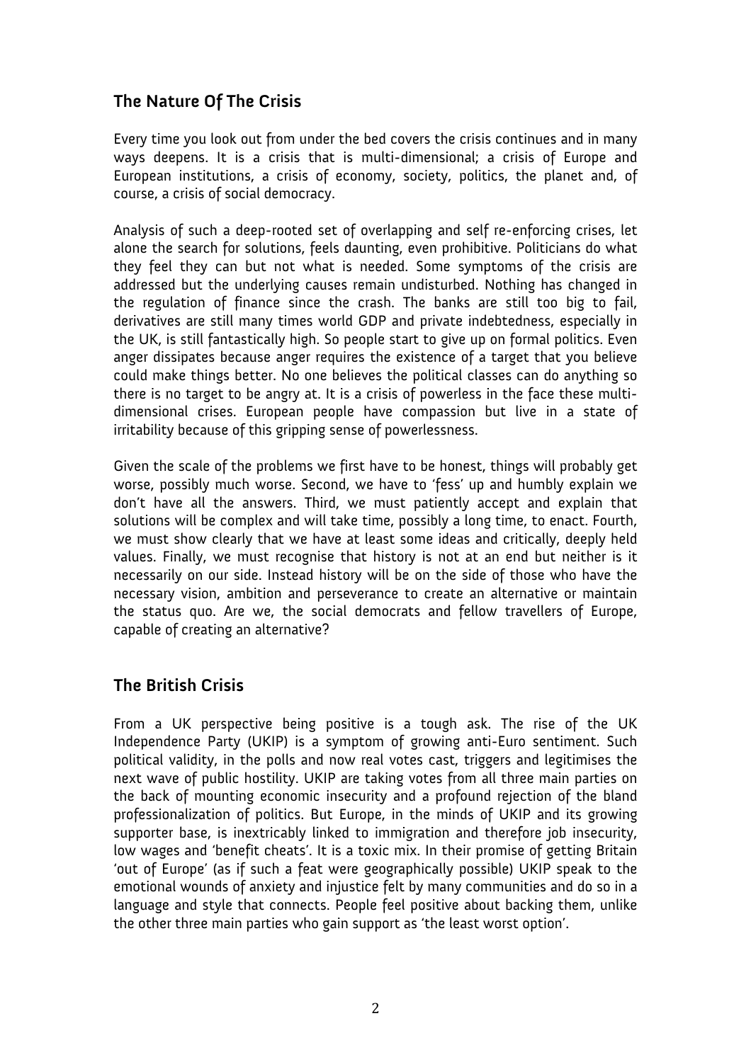## The Nature Of The Crisis

Every time you look out from under the bed covers the crisis continues and in many ways deepens. It is a crisis that is multi-dimensional; a crisis of Europe and European institutions, a crisis of economy, society, politics, the planet and, of course, a crisis of social democracy.

Analysis of such a deep-rooted set of overlapping and self re-enforcing crises, let alone the search for solutions, feels daunting, even prohibitive. Politicians do what they feel they can but not what is needed. Some symptoms of the crisis are addressed but the underlying causes remain undisturbed. Nothing has changed in the regulation of finance since the crash. The banks are still too big to fail, derivatives are still many times world GDP and private indebtedness, especially in the UK, is still fantastically high. So people start to give up on formal politics. Even anger dissipates because anger requires the existence of a target that you believe could make things better. No one believes the political classes can do anything so there is no target to be angry at. It is a crisis of powerless in the face these multi-dimensional crises. European people have compassion but live in a state of irritability because of this gripping sense of powerlessness.

Given the scale of the problems we first have to be honest, things will probably get worse, possibly much worse. Second, we have to 'fess' up and humbly explain we don't have all the answers. Third, we must patiently accept and explain that solutions will be complex and will take time, possibly a long time, to enact. Fourth, we must show clearly that we have at least some ideas and critically, deeply held values. Finally, we must recognise that history is not at an end but neither is it necessarily on our side. Instead history will be on the side of those who have the necessary vision, ambition and perseverance to create an alternative or maintain the status quo. Are we, the social democrats and fellow travellers of Europe, capable of creating an alternative?

## The British Crisis

From a UK perspective being positive is a tough ask. The rise of the UK Independence Party (UKIP) is a symptom of growing anti-Euro sentiment. Such political validity, in the polls and now real votes cast, triggers and legitimises the next wave of public hostility. UKIP are taking votes from all three main parties on the back of mounting economic insecurity and a profound rejection of the bland professionalization of politics. But Europe, in the minds of UKIP and its growing supporter base, is inextricably linked to immigration and therefore job insecurity, low wages and 'benefit cheats'. It is a toxic mix. In their promise of getting Britain 'out of Europe' (as if such a feat were geographically possible) UKIP speak to the emotional wounds of anxiety and injustice felt by many communities and do so in a language and style that connects. People feel positive about backing them, unlike the other three main parties who gain support as 'the least worst option'.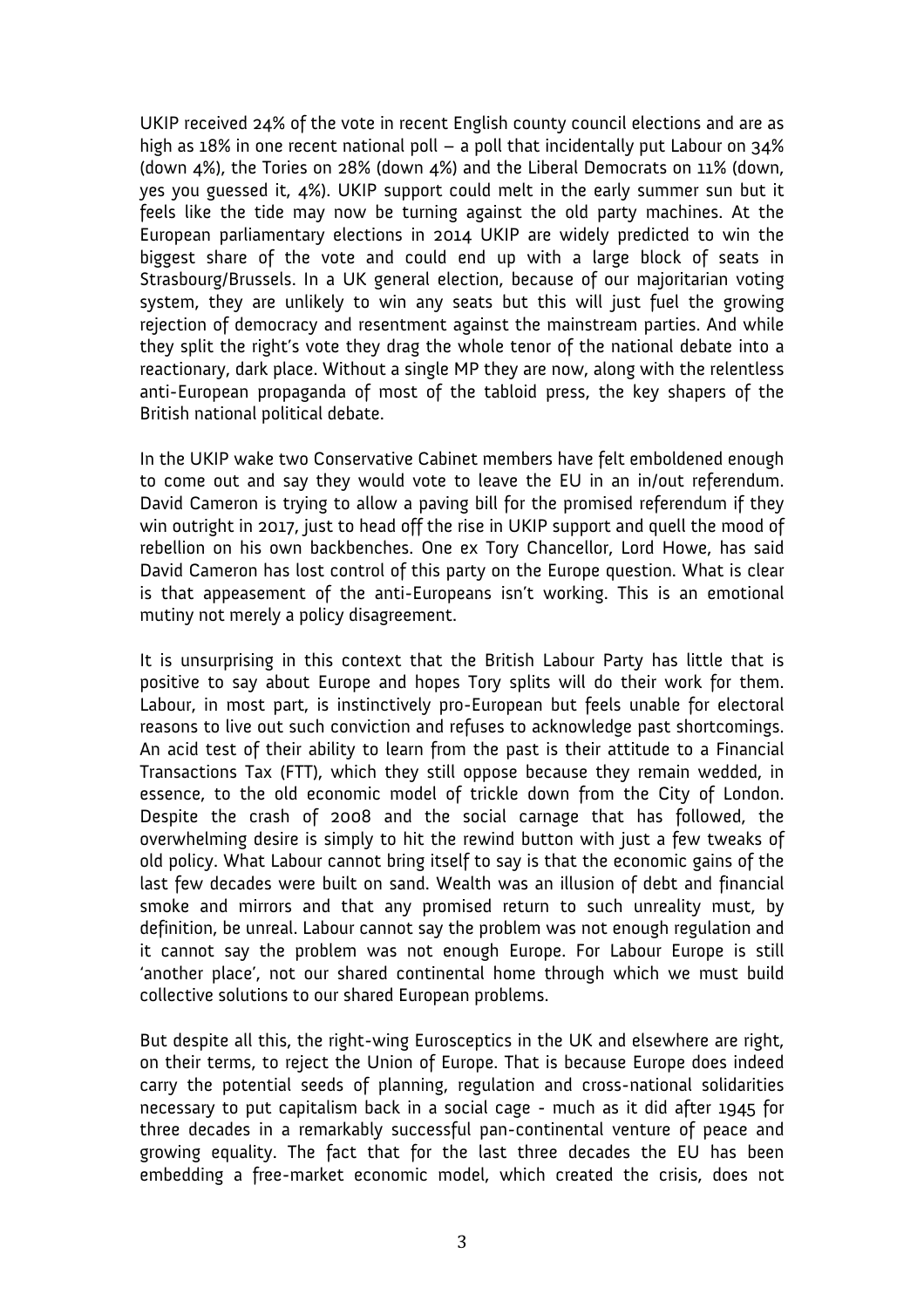UKIP received 24% of the vote in recent English county council elections and are as high as 18% in one recent national poll – a poll that incidentally put Labour on 34% (down 4%), the Tories on 28% (down 4%) and the Liberal Democrats on 11% (down, yes you guessed it, 4%). UKIP support could melt in the early summer sun but it feels like the tide may now be turning against the old party machines. At the European parliamentary elections in 2014 UKIP are widely predicted to win the biggest share of the vote and could end up with a large block of seats in Strasbourg/Brussels. In a UK general election, because of our majoritarian voting system, they are unlikely to win any seats but this will just fuel the growing rejection of democracy and resentment against the mainstream parties. And while they split the right's vote they drag the whole tenor of the national debate into a reactionary, dark place. Without a single MP they are now, along with the relentless anti-European propaganda of most of the tabloid press, the key shapers of the British national political debate.

In the UKIP wake two Conservative Cabinet members have felt emboldened enough to come out and say they would vote to leave the EU in an in/out referendum. David Cameron is trying to allow a paving bill for the promised referendum if they win outright in 2017, just to head off the rise in UKIP support and quell the mood of rebellion on his own backbenches. One ex Tory Chancellor, Lord Howe, has said David Cameron has lost control of this party on the Europe question. What is clear is that appeasement of the anti-Europeans isn't working. This is an emotional mutiny not merely a policy disagreement.

It is unsurprising in this context that the British Labour Party has little that is positive to say about Europe and hopes Tory splits will do their work for them. Labour, in most part, is instinctively pro-European but feels unable for electoral reasons to live out such conviction and refuses to acknowledge past shortcomings. An acid test of their ability to learn from the past is their attitude to a Financial Transactions Tax (FTT), which they still oppose because they remain wedded, in essence, to the old economic model of trickle down from the City of London. Despite the crash of 2008 and the social carnage that has followed, the overwhelming desire is simply to hit the rewind button with just a few tweaks of old policy. What Labour cannot bring itself to say is that the economic gains of the last few decades were built on sand. Wealth was an illusion of debt and financial smoke and mirrors and that any promised return to such unreality must, by definition, be unreal. Labour cannot say the problem was not enough regulation and it cannot say the problem was not enough Europe. For Labour Europe is still 'another place', not our shared continental home through which we must build collective solutions to our shared European problems.

But despite all this, the right-wing Eurosceptics in the UK and elsewhere are right, on their terms, to reject the Union of Europe. That is because Europe does indeed carry the potential seeds of planning, regulation and cross-national solidarities necessary to put capitalism back in a social cage - much as it did after 1945 for three decades in a remarkably successful pan-continental venture of peace and growing equality. The fact that for the last three decades the EU has been embedding a free-market economic model, which created the crisis, does not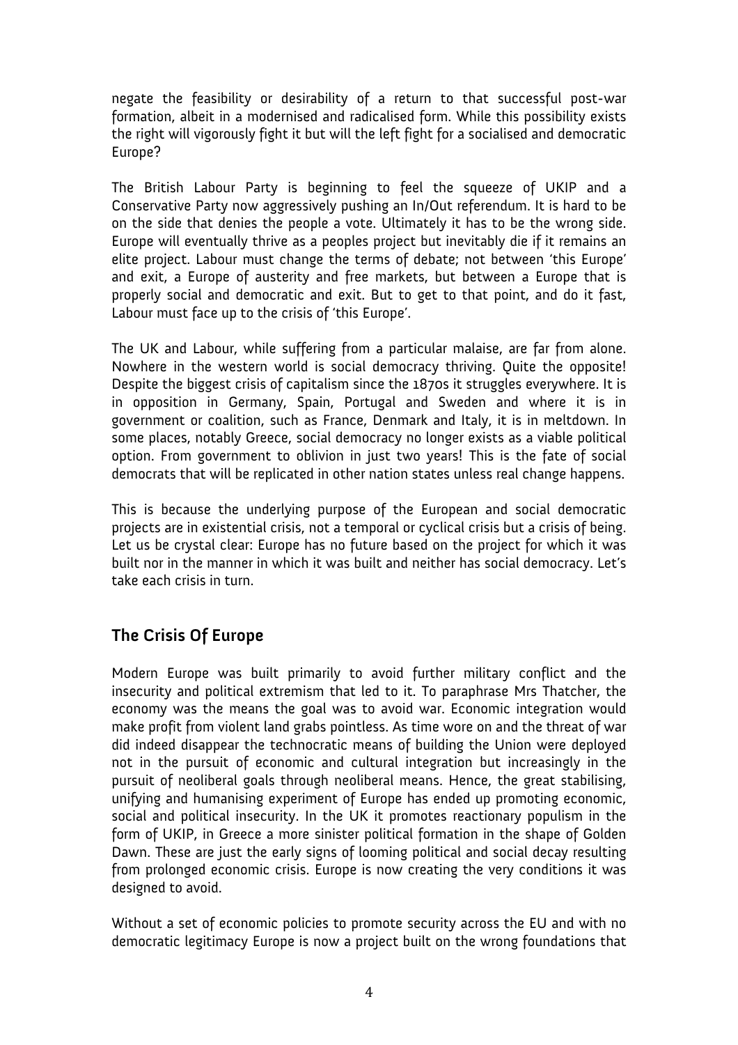negate the feasibility or desirability of a return to that successful post-war formation, albeit in a modernised and radicalised form. While this possibility exists the right will vigorously fight it but will the left fight for a socialised and democratic Europe?

The British Labour Party is beginning to feel the squeeze of UKIP and a Conservative Party now aggressively pushing an In/Out referendum. It is hard to be on the side that denies the people a vote. Ultimately it has to be the wrong side. Europe will eventually thrive as a peoples project but inevitably die if it remains an elite project. Labour must change the terms of debate; not between 'this Europe' and exit, a Europe of austerity and free markets, but between a Europe that is properly social and democratic and exit. But to get to that point, and do it fast, Labour must face up to the crisis of 'this Europe'.

The UK and Labour, while suffering from a particular malaise, are far from alone. Nowhere in the western world is social democracy thriving. Quite the opposite! Despite the biggest crisis of capitalism since the 1870s it struggles everywhere. It is in opposition in Germany, Spain, Portugal and Sweden and where it is in government or coalition, such as France, Denmark and Italy, it is in meltdown. In some places, notably Greece, social democracy no longer exists as a viable political option. From government to oblivion in just two years! This is the fate of social democrats that will be replicated in other nation states unless real change happens.

This is because the underlying purpose of the European and social democratic projects are in existential crisis, not a temporal or cyclical crisis but a crisis of being. Let us be crystal clear: Europe has no future based on the project for which it was built nor in the manner in which it was built and neither has social democracy. Let's take each crisis in turn.

## The Crisis Of Europe

Modern Europe was built primarily to avoid further military conflict and the insecurity and political extremism that led to it. To paraphrase Mrs Thatcher, the economy was the means the goal was to avoid war. Economic integration would make profit from violent land grabs pointless. As time wore on and the threat of war did indeed disappear the technocratic means of building the Union were deployed not in the pursuit of economic and cultural integration but increasingly in the pursuit of neoliberal goals through neoliberal means. Hence, the great stabilising, unifying and humanising experiment of Europe has ended up promoting economic, social and political insecurity. In the UK it promotes reactionary populism in the form of UKIP, in Greece a more sinister political formation in the shape of Golden Dawn. These are just the early signs of looming political and social decay resulting from prolonged economic crisis. Europe is now creating the very conditions it was designed to avoid.

Without a set of economic policies to promote security across the EU and with no democratic legitimacy Europe is now a project built on the wrong foundations that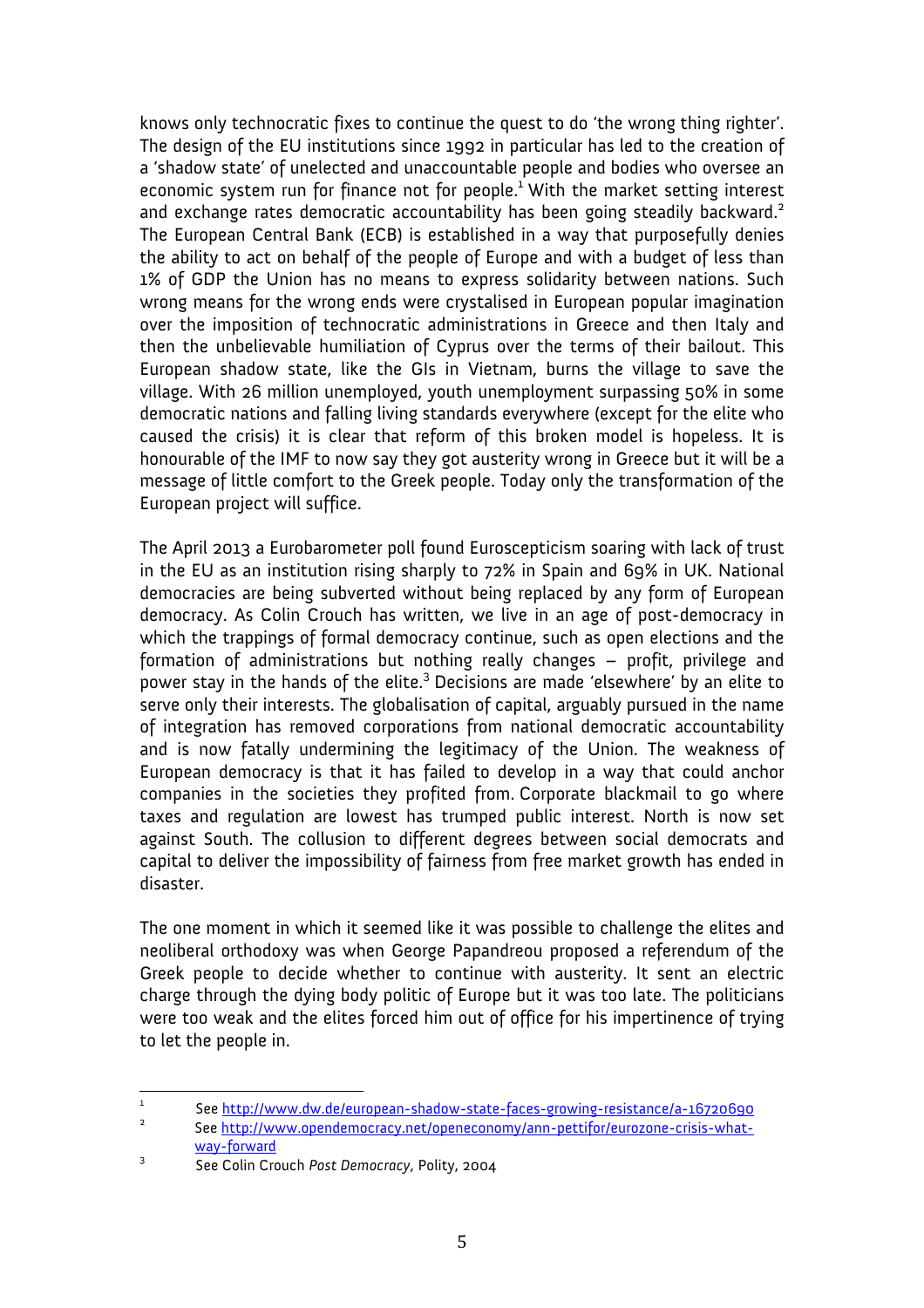knows only technocratic fixes to continue the quest to do 'the wrong thing righter'. The design of the EU institutions since 1992 in particular has led to the creation of a 'shadow state' of unelected and unaccountable people and bodies who oversee an economic system run for finance not for people.[1] With the market setting interest and exchange rates democratic accountability has been going steadily backward.[2] The European Central Bank (ECB) is established in a way that purposefully denies the ability to act on behalf of the people of Europe and with a budget of less than 1% of GDP the Union has no means to express solidarity between nations. Such wrong means for the wrong ends were crystalised in European popular imagination over the imposition of technocratic administrations in Greece and then Italy and then the unbelievable humiliation of Cyprus over the terms of their bailout. This European shadow state, like the GIs in Vietnam, burns the village to save the village. With 26 million unemployed, youth unemployment surpassing 50% in some democratic nations and falling living standards everywhere (except for the elite who caused the crisis) it is clear that reform of this broken model is hopeless. It is honourable of the IMF to now say they got austerity wrong in Greece but it will be a message of little comfort to the Greek people. Today only the transformation of the European project will suffice.

The April 2013 a Eurobarometer poll found Euroscepticism soaring with lack of trust in the EU as an institution rising sharply to 72% in Spain and 69% in UK. National democracies are being subverted without being replaced by any form of European democracy. As Colin Crouch has written, we live in an age of post-democracy in which the trappings of formal democracy continue, such as open elections and the formation of administrations but nothing really changes – profit, privilege and power stay in the hands of the elite.[3] Decisions are made 'elsewhere' by an elite to serve only their interests. The globalisation of capital, arguably pursued in the name of integration has removed corporations from national democratic accountability and is now fatally undermining the legitimacy of the Union. The weakness of European democracy is that it has failed to develop in a way that could anchor companies in the societies they profited from. Corporate blackmail to go where taxes and regulation are lowest has trumped public interest. North is now set against South. The collusion to different degrees between social democrats and capital to deliver the impossibility of fairness from free market growth has ended in disaster.

The one moment in which it seemed like it was possible to challenge the elites and neoliberal orthodoxy was when George Papandreou proposed a referendum of the Greek people to decide whether to continue with austerity. It sent an electric charge through the dying body politic of Europe but it was too late. The politicians were too weak and the elites forced him out of office for his impertinence of trying to let the people in.

---

1. See http://www.dw.de/european-shadow-state-faces-growing-resistance/a-16720690
2. See http://www.opendemocracy.net/openeconomy/ann-pettifor/eurozone-crisis-what-way-forward
3. See Colin Crouch *Post Democracy*, Polity, 2004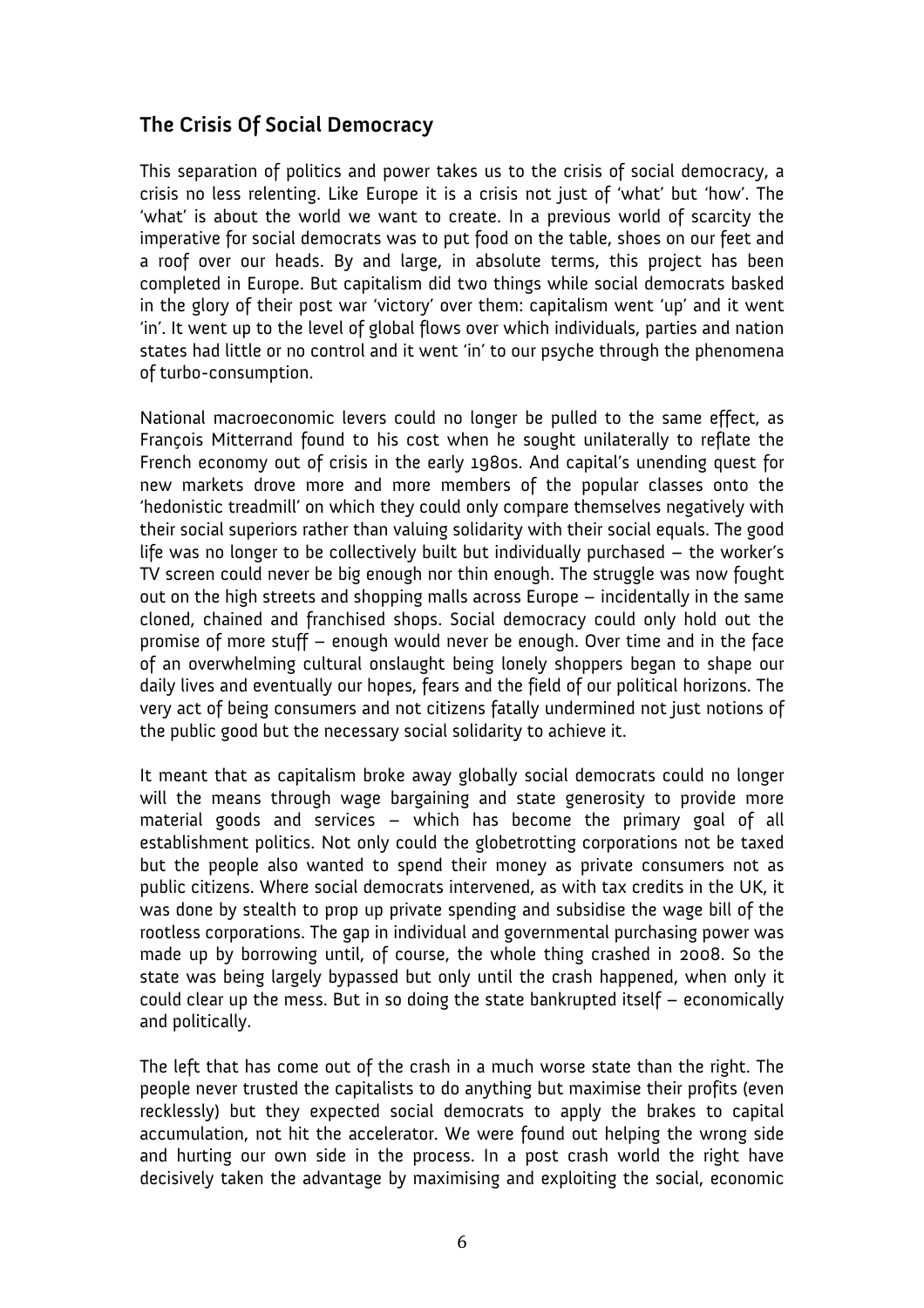## The Crisis Of Social Democracy

This separation of politics and power takes us to the crisis of social democracy, a crisis no less relenting. Like Europe it is a crisis not just of 'what' but 'how'. The 'what' is about the world we want to create. In a previous world of scarcity the imperative for social democrats was to put food on the table, shoes on our feet and a roof over our heads. By and large, in absolute terms, this project has been completed in Europe. But capitalism did two things while social democrats basked in the glory of their post war 'victory' over them: capitalism went 'up' and it went 'in'. It went up to the level of global flows over which individuals, parties and nation states had little or no control and it went 'in' to our psyche through the phenomena of turbo-consumption.

National macroeconomic levers could no longer be pulled to the same effect, as François Mitterrand found to his cost when he sought unilaterally to reflate the French economy out of crisis in the early 1980s. And capital's unending quest for new markets drove more and more members of the popular classes onto the 'hedonistic treadmill' on which they could only compare themselves negatively with their social superiors rather than valuing solidarity with their social equals. The good life was no longer to be collectively built but individually purchased – the worker's TV screen could never be big enough nor thin enough. The struggle was now fought out on the high streets and shopping malls across Europe – incidentally in the same cloned, chained and franchised shops. Social democracy could only hold out the promise of more stuff – enough would never be enough. Over time and in the face of an overwhelming cultural onslaught being lonely shoppers began to shape our daily lives and eventually our hopes, fears and the field of our political horizons. The very act of being consumers and not citizens fatally undermined not just notions of the public good but the necessary social solidarity to achieve it.

It meant that as capitalism broke away globally social democrats could no longer will the means through wage bargaining and state generosity to provide more material goods and services – which has become the primary goal of all establishment politics. Not only could the globetrotting corporations not be taxed but the people also wanted to spend their money as private consumers not as public citizens. Where social democrats intervened, as with tax credits in the UK, it was done by stealth to prop up private spending and subsidise the wage bill of the rootless corporations. The gap in individual and governmental purchasing power was made up by borrowing until, of course, the whole thing crashed in 2008. So the state was being largely bypassed but only until the crash happened, when only it could clear up the mess. But in so doing the state bankrupted itself – economically and politically.

The left that has come out of the crash in a much worse state than the right. The people never trusted the capitalists to do anything but maximise their profits (even recklessly) but they expected social democrats to apply the brakes to capital accumulation, not hit the accelerator. We were found out helping the wrong side and hurting our own side in the process. In a post crash world the right have decisively taken the advantage by maximising and exploiting the social, economic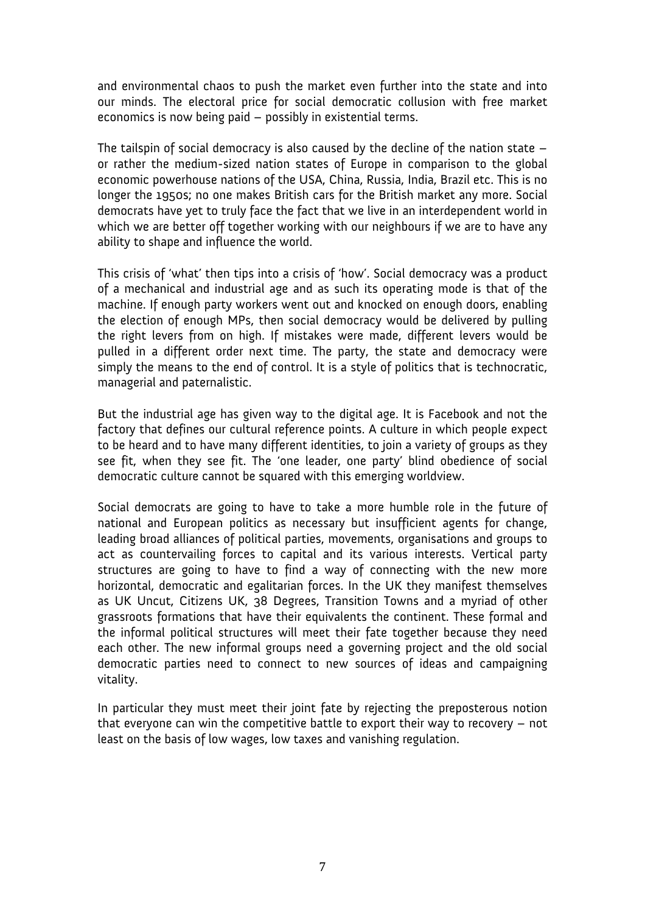and environmental chaos to push the market even further into the state and into our minds. The electoral price for social democratic collusion with free market economics is now being paid – possibly in existential terms.

The tailspin of social democracy is also caused by the decline of the nation state – or rather the medium-sized nation states of Europe in comparison to the global economic powerhouse nations of the USA, China, Russia, India, Brazil etc. This is no longer the 1950s; no one makes British cars for the British market any more. Social democrats have yet to truly face the fact that we live in an interdependent world in which we are better off together working with our neighbours if we are to have any ability to shape and influence the world.

This crisis of 'what' then tips into a crisis of 'how'. Social democracy was a product of a mechanical and industrial age and as such its operating mode is that of the machine. If enough party workers went out and knocked on enough doors, enabling the election of enough MPs, then social democracy would be delivered by pulling the right levers from on high. If mistakes were made, different levers would be pulled in a different order next time. The party, the state and democracy were simply the means to the end of control. It is a style of politics that is technocratic, managerial and paternalistic.

But the industrial age has given way to the digital age. It is Facebook and not the factory that defines our cultural reference points. A culture in which people expect to be heard and to have many different identities, to join a variety of groups as they see fit, when they see fit. The 'one leader, one party' blind obedience of social democratic culture cannot be squared with this emerging worldview.

Social democrats are going to have to take a more humble role in the future of national and European politics as necessary but insufficient agents for change, leading broad alliances of political parties, movements, organisations and groups to act as countervailing forces to capital and its various interests. Vertical party structures are going to have to find a way of connecting with the new more horizontal, democratic and egalitarian forces. In the UK they manifest themselves as UK Uncut, Citizens UK, 38 Degrees, Transition Towns and a myriad of other grassroots formations that have their equivalents the continent. These formal and the informal political structures will meet their fate together because they need each other. The new informal groups need a governing project and the old social democratic parties need to connect to new sources of ideas and campaigning vitality.

In particular they must meet their joint fate by rejecting the preposterous notion that everyone can win the competitive battle to export their way to recovery – not least on the basis of low wages, low taxes and vanishing regulation.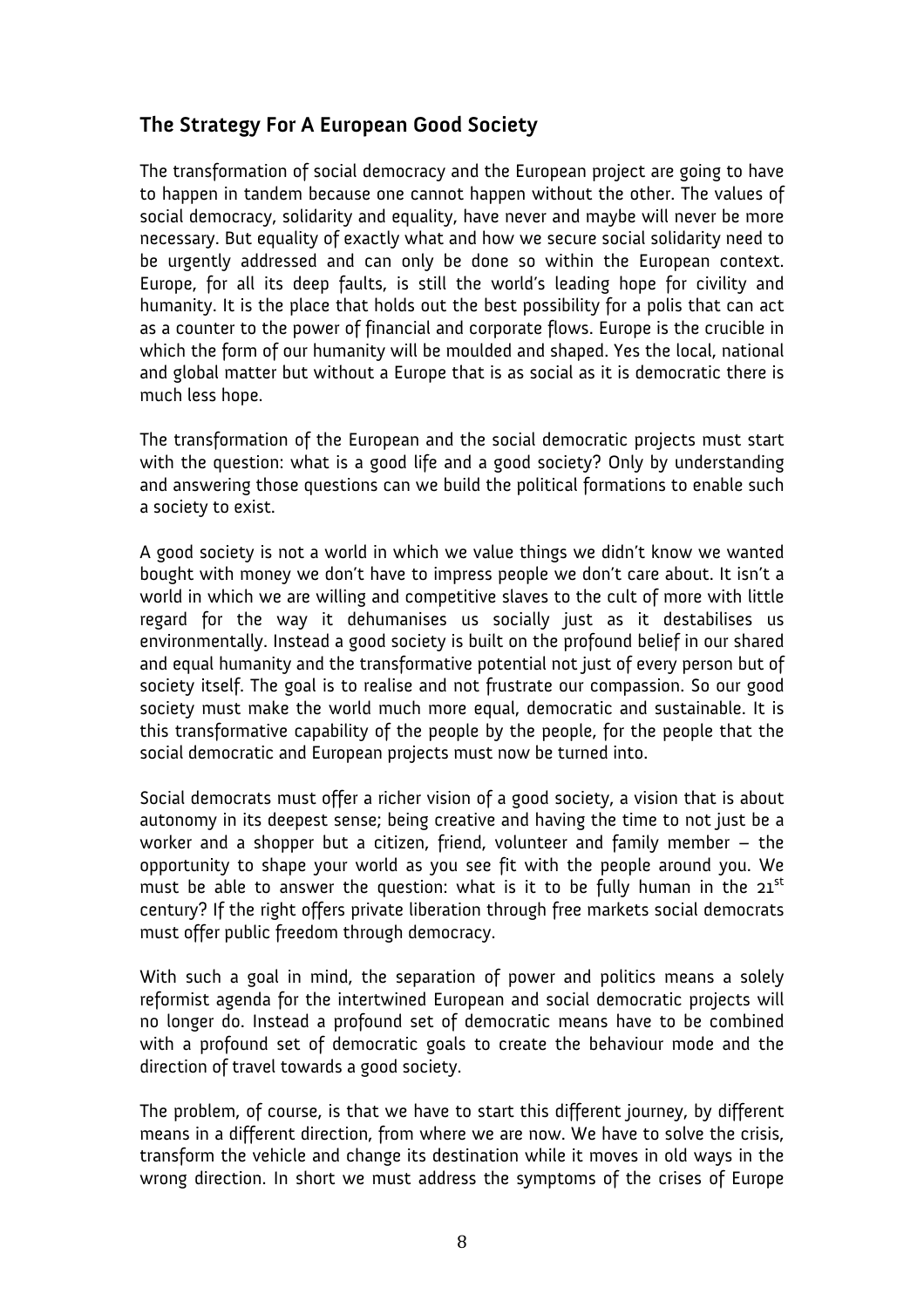## The Strategy For A European Good Society

The transformation of social democracy and the European project are going to have to happen in tandem because one cannot happen without the other. The values of social democracy, solidarity and equality, have never and maybe will never be more necessary. But equality of exactly what and how we secure social solidarity need to be urgently addressed and can only be done so within the European context. Europe, for all its deep faults, is still the world's leading hope for civility and humanity. It is the place that holds out the best possibility for a polis that can act as a counter to the power of financial and corporate flows. Europe is the crucible in which the form of our humanity will be moulded and shaped. Yes the local, national and global matter but without a Europe that is as social as it is democratic there is much less hope.

The transformation of the European and the social democratic projects must start with the question: what is a good life and a good society? Only by understanding and answering those questions can we build the political formations to enable such a society to exist.

A good society is not a world in which we value things we didn't know we wanted bought with money we don't have to impress people we don't care about. It isn't a world in which we are willing and competitive slaves to the cult of more with little regard for the way it dehumanises us socially just as it destabilises us environmentally. Instead a good society is built on the profound belief in our shared and equal humanity and the transformative potential not just of every person but of society itself. The goal is to realise and not frustrate our compassion. So our good society must make the world much more equal, democratic and sustainable. It is this transformative capability of the people by the people, for the people that the social democratic and European projects must now be turned into.

Social democrats must offer a richer vision of a good society, a vision that is about autonomy in its deepest sense; being creative and having the time to not just be a worker and a shopper but a citizen, friend, volunteer and family member – the opportunity to shape your world as you see fit with the people around you. We must be able to answer the question: what is it to be fully human in the 21st century? If the right offers private liberation through free markets social democrats must offer public freedom through democracy.

With such a goal in mind, the separation of power and politics means a solely reformist agenda for the intertwined European and social democratic projects will no longer do. Instead a profound set of democratic means have to be combined with a profound set of democratic goals to create the behaviour mode and the direction of travel towards a good society.

The problem, of course, is that we have to start this different journey, by different means in a different direction, from where we are now. We have to solve the crisis, transform the vehicle and change its destination while it moves in old ways in the wrong direction. In short we must address the symptoms of the crises of Europe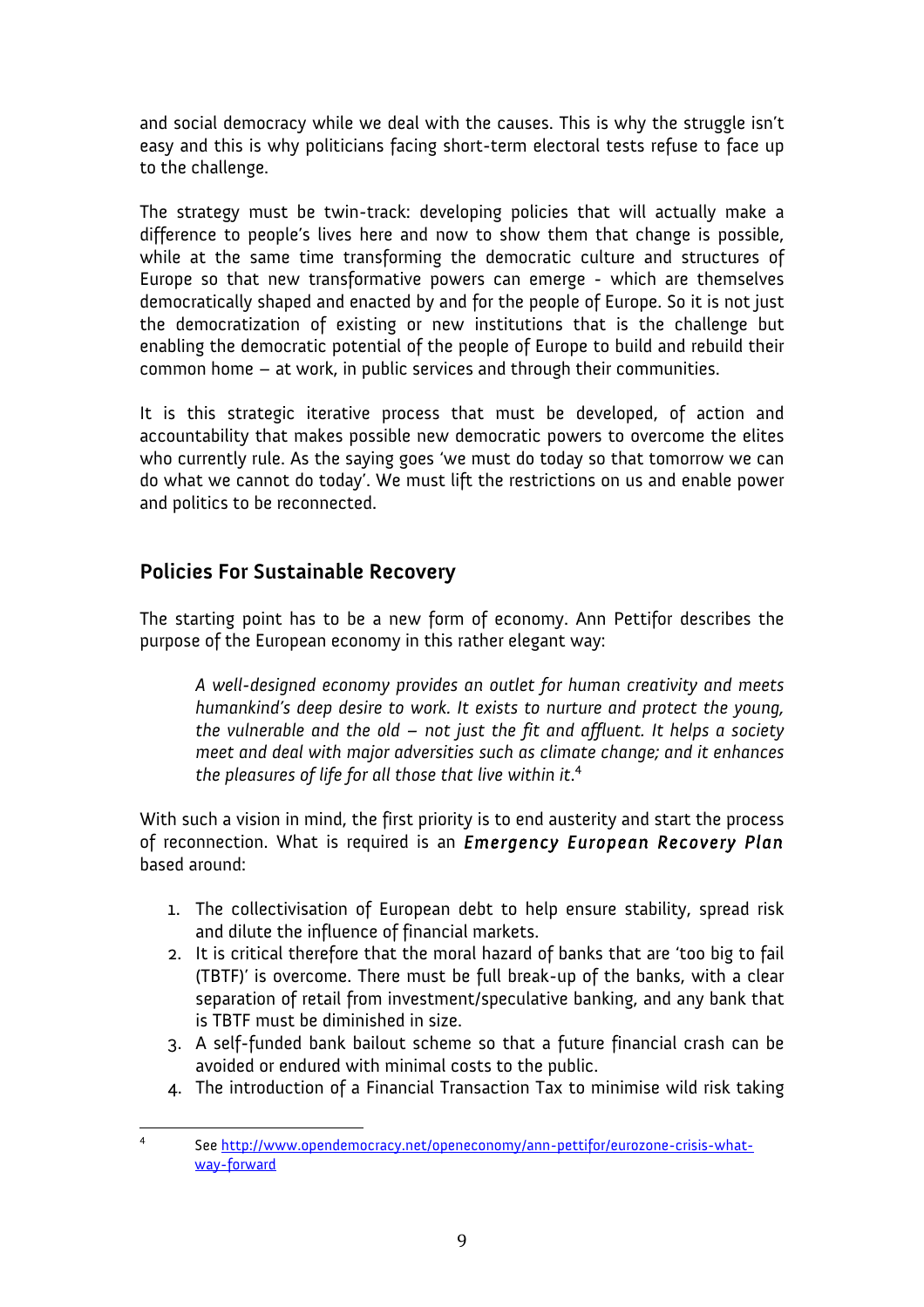and social democracy while we deal with the causes. This is why the struggle isn't easy and this is why politicians facing short-term electoral tests refuse to face up to the challenge.

The strategy must be twin-track: developing policies that will actually make a difference to people's lives here and now to show them that change is possible, while at the same time transforming the democratic culture and structures of Europe so that new transformative powers can emerge - which are themselves democratically shaped and enacted by and for the people of Europe. So it is not just the democratization of existing or new institutions that is the challenge but enabling the democratic potential of the people of Europe to build and rebuild their common home – at work, in public services and through their communities.

It is this strategic iterative process that must be developed, of action and accountability that makes possible new democratic powers to overcome the elites who currently rule. As the saying goes 'we must do today so that tomorrow we can do what we cannot do today'. We must lift the restrictions on us and enable power and politics to be reconnected.

## Policies For Sustainable Recovery

The starting point has to be a new form of economy. Ann Pettifor describes the purpose of the European economy in this rather elegant way:

> *A well-designed economy provides an outlet for human creativity and meets humankind's deep desire to work. It exists to nurture and protect the young, the vulnerable and the old – not just the fit and affluent. It helps a society meet and deal with major adversities such as climate change; and it enhances the pleasures of life for all those that live within it.*[4]

With such a vision in mind, the first priority is to end austerity and start the process of reconnection. What is required is an ***Emergency European Recovery Plan*** based around:

1. The collectivisation of European debt to help ensure stability, spread risk and dilute the influence of financial markets.
2. It is critical therefore that the moral hazard of banks that are 'too big to fail (TBTF)' is overcome. There must be full break-up of the banks, with a clear separation of retail from investment/speculative banking, and any bank that is TBTF must be diminished in size.
3. A self-funded bank bailout scheme so that a future financial crash can be avoided or endured with minimal costs to the public.
4. The introduction of a Financial Transaction Tax to minimise wild risk taking

---

[4] See http://www.opendemocracy.net/openeconomy/ann-pettifor/eurozone-crisis-what-way-forward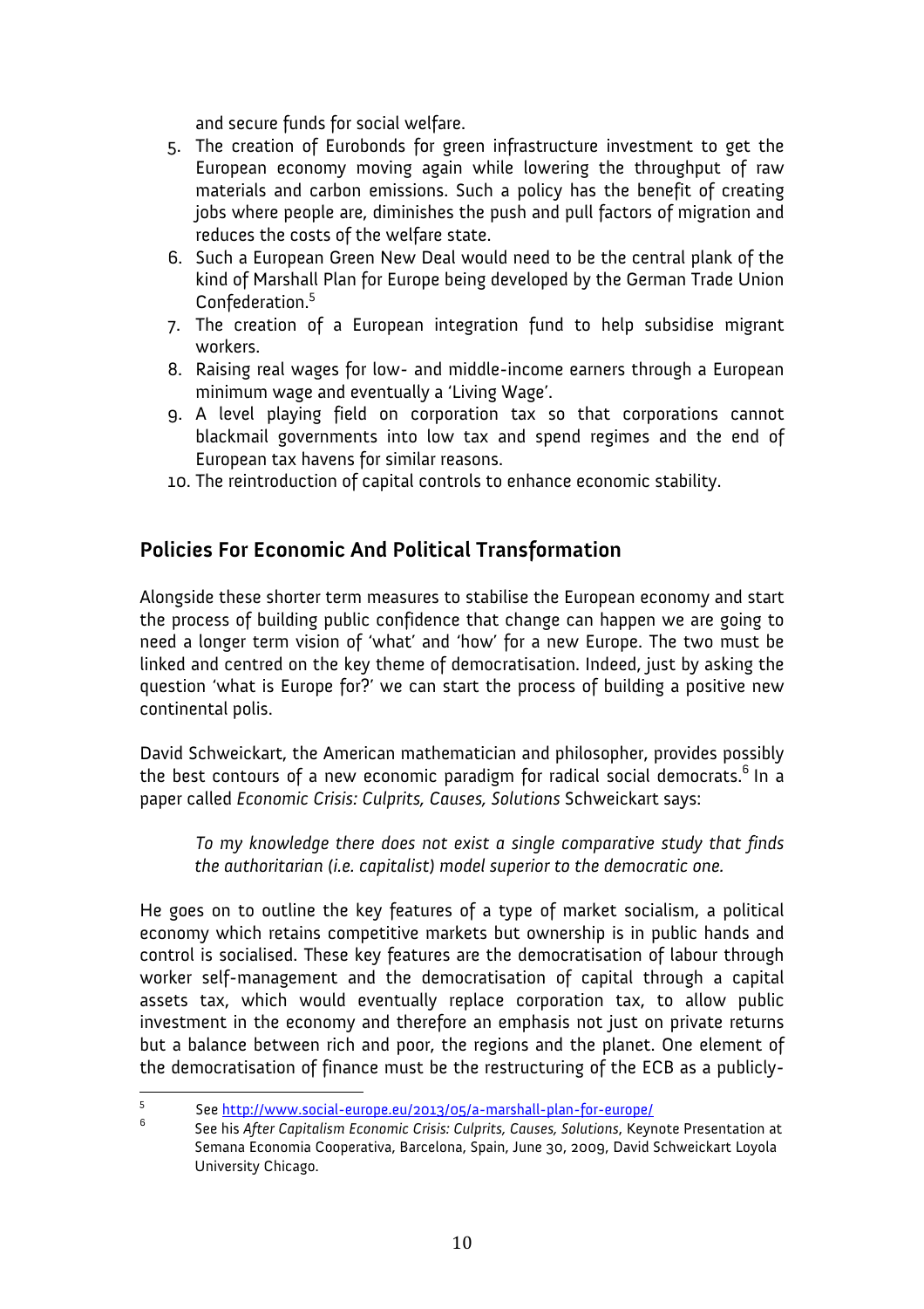and secure funds for social welfare.

5. The creation of Eurobonds for green infrastructure investment to get the European economy moving again while lowering the throughput of raw materials and carbon emissions. Such a policy has the benefit of creating jobs where people are, diminishes the push and pull factors of migration and reduces the costs of the welfare state.
6. Such a European Green New Deal would need to be the central plank of the kind of Marshall Plan for Europe being developed by the German Trade Union Confederation.[5]
7. The creation of a European integration fund to help subsidise migrant workers.
8. Raising real wages for low- and middle-income earners through a European minimum wage and eventually a 'Living Wage'.
9. A level playing field on corporation tax so that corporations cannot blackmail governments into low tax and spend regimes and the end of European tax havens for similar reasons.
10. The reintroduction of capital controls to enhance economic stability.

## Policies For Economic And Political Transformation

Alongside these shorter term measures to stabilise the European economy and start the process of building public confidence that change can happen we are going to need a longer term vision of 'what' and 'how' for a new Europe. The two must be linked and centred on the key theme of democratisation. Indeed, just by asking the question 'what is Europe for?' we can start the process of building a positive new continental polis.

David Schweickart, the American mathematician and philosopher, provides possibly the best contours of a new economic paradigm for radical social democrats.[6] In a paper called *Economic Crisis: Culprits, Causes, Solutions* Schweickart says:

> *To my knowledge there does not exist a single comparative study that finds the authoritarian (i.e. capitalist) model superior to the democratic one.*

He goes on to outline the key features of a type of market socialism, a political economy which retains competitive markets but ownership is in public hands and control is socialised. These key features are the democratisation of labour through worker self-management and the democratisation of capital through a capital assets tax, which would eventually replace corporation tax, to allow public investment in the economy and therefore an emphasis not just on private returns but a balance between rich and poor, the regions and the planet. One element of the democratisation of finance must be the restructuring of the ECB as a publicly-

---

[5] See http://www.social-europe.eu/2013/05/a-marshall-plan-for-europe/

[6] See his *After Capitalism Economic Crisis: Culprits, Causes, Solutions*, Keynote Presentation at Semana Economia Cooperativa, Barcelona, Spain, June 30, 2009, David Schweickart Loyola University Chicago.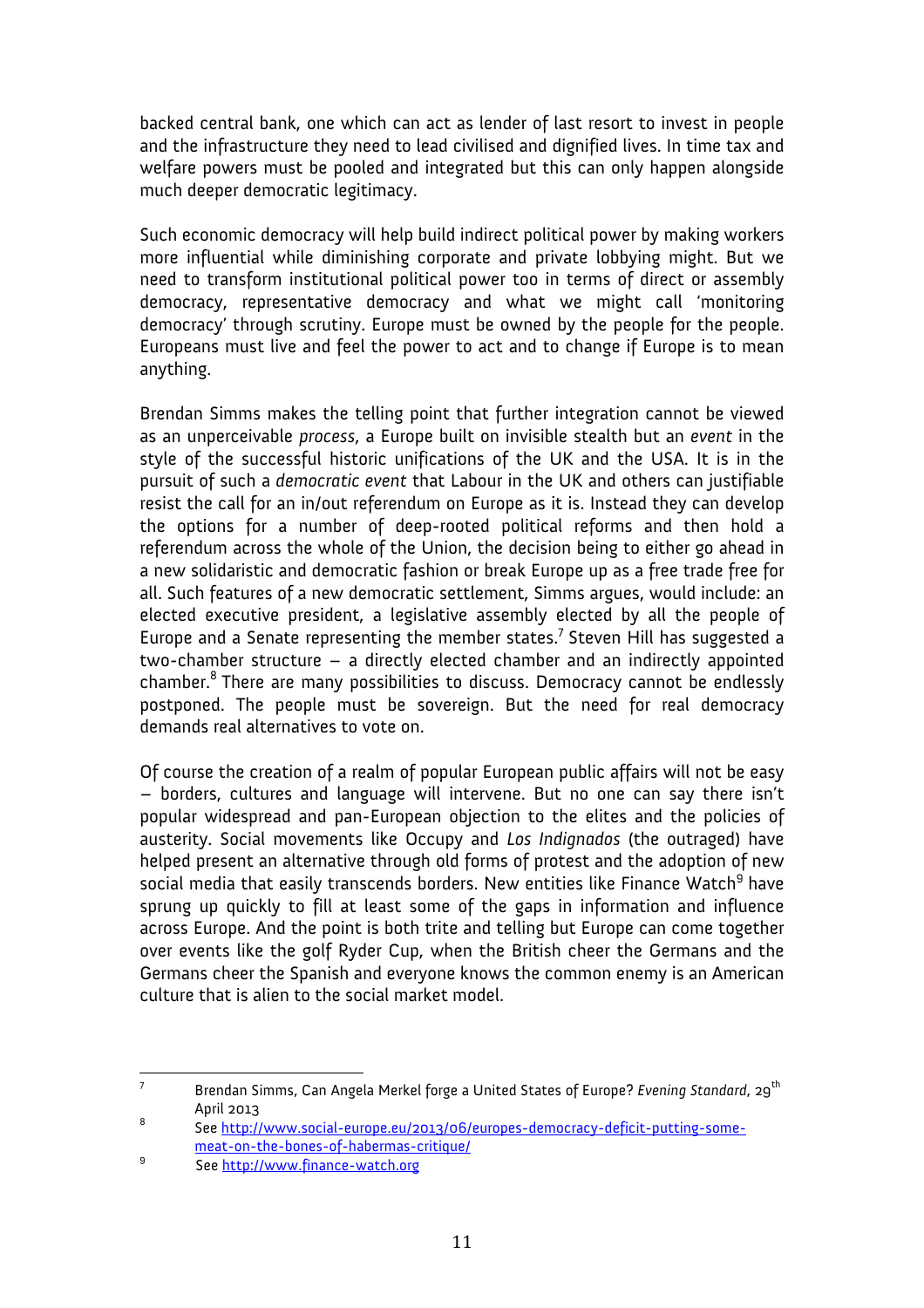backed central bank, one which can act as lender of last resort to invest in people and the infrastructure they need to lead civilised and dignified lives. In time tax and welfare powers must be pooled and integrated but this can only happen alongside much deeper democratic legitimacy.

Such economic democracy will help build indirect political power by making workers more influential while diminishing corporate and private lobbying might. But we need to transform institutional political power too in terms of direct or assembly democracy, representative democracy and what we might call 'monitoring democracy' through scrutiny. Europe must be owned by the people for the people. Europeans must live and feel the power to act and to change if Europe is to mean anything.

Brendan Simms makes the telling point that further integration cannot be viewed as an unperceivable *process*, a Europe built on invisible stealth but an *event* in the style of the successful historic unifications of the UK and the USA. It is in the pursuit of such a *democratic event* that Labour in the UK and others can justifiable resist the call for an in/out referendum on Europe as it is. Instead they can develop the options for a number of deep-rooted political reforms and then hold a referendum across the whole of the Union, the decision being to either go ahead in a new solidaristic and democratic fashion or break Europe up as a free trade free for all. Such features of a new democratic settlement, Simms argues, would include: an elected executive president, a legislative assembly elected by all the people of Europe and a Senate representing the member states.[7] Steven Hill has suggested a two-chamber structure – a directly elected chamber and an indirectly appointed chamber.[8] There are many possibilities to discuss. Democracy cannot be endlessly postponed. The people must be sovereign. But the need for real democracy demands real alternatives to vote on.

Of course the creation of a realm of popular European public affairs will not be easy – borders, cultures and language will intervene. But no one can say there isn't popular widespread and pan-European objection to the elites and the policies of austerity. Social movements like Occupy and *Los Indignados* (the outraged) have helped present an alternative through old forms of protest and the adoption of new social media that easily transcends borders. New entities like Finance Watch[9] have sprung up quickly to fill at least some of the gaps in information and influence across Europe. And the point is both trite and telling but Europe can come together over events like the golf Ryder Cup, when the British cheer the Germans and the Germans cheer the Spanish and everyone knows the common enemy is an American culture that is alien to the social market model.

---

[7] Brendan Simms, Can Angela Merkel forge a United States of Europe? *Evening Standard*, 29th April 2013

[8] See http://www.social-europe.eu/2013/06/europes-democracy-deficit-putting-some-meat-on-the-bones-of-habermas-critique/

[9] See http://www.finance-watch.org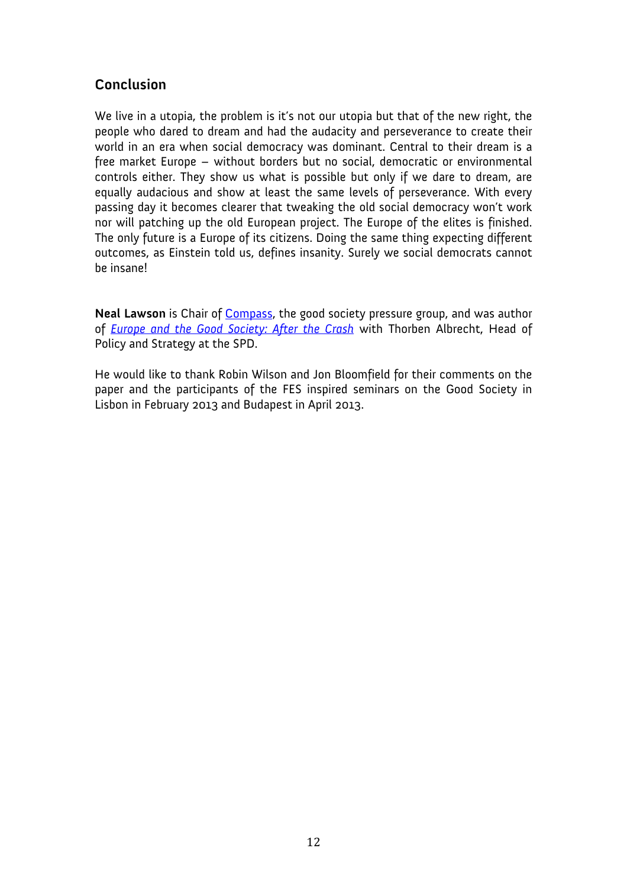## Conclusion

We live in a utopia, the problem is it's not our utopia but that of the new right, the people who dared to dream and had the audacity and perseverance to create their world in an era when social democracy was dominant. Central to their dream is a free market Europe – without borders but no social, democratic or environmental controls either. They show us what is possible but only if we dare to dream, are equally audacious and show at least the same levels of perseverance. With every passing day it becomes clearer that tweaking the old social democracy won't work nor will patching up the old European project. The Europe of the elites is finished. The only future is a Europe of its citizens. Doing the same thing expecting different outcomes, as Einstein told us, defines insanity. Surely we social democrats cannot be insane!

**Neal Lawson** is Chair of Compass, the good society pressure group, and was author of *Europe and the Good Society: After the Crash* with Thorben Albrecht, Head of Policy and Strategy at the SPD.

He would like to thank Robin Wilson and Jon Bloomfield for their comments on the paper and the participants of the FES inspired seminars on the Good Society in Lisbon in February 2013 and Budapest in April 2013.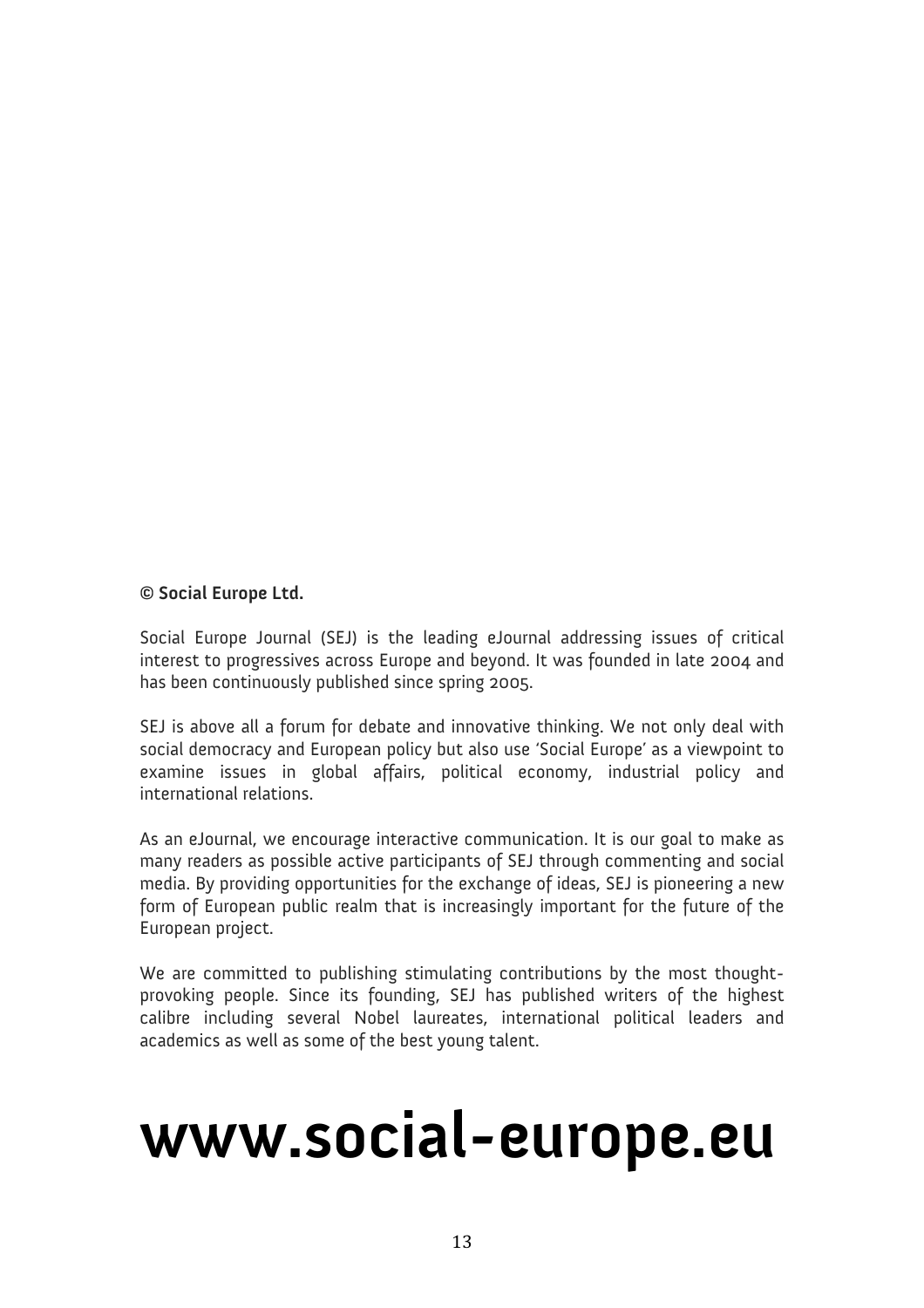**© Social Europe Ltd.**

Social Europe Journal (SEJ) is the leading eJournal addressing issues of critical interest to progressives across Europe and beyond. It was founded in late 2004 and has been continuously published since spring 2005.

SEJ is above all a forum for debate and innovative thinking. We not only deal with social democracy and European policy but also use 'Social Europe' as a viewpoint to examine issues in global affairs, political economy, industrial policy and international relations.

As an eJournal, we encourage interactive communication. It is our goal to make as many readers as possible active participants of SEJ through commenting and social media. By providing opportunities for the exchange of ideas, SEJ is pioneering a new form of European public realm that is increasingly important for the future of the European project.

We are committed to publishing stimulating contributions by the most thought-provoking people. Since its founding, SEJ has published writers of the highest calibre including several Nobel laureates, international political leaders and academics as well as some of the best young talent.

# www.social-europe.eu